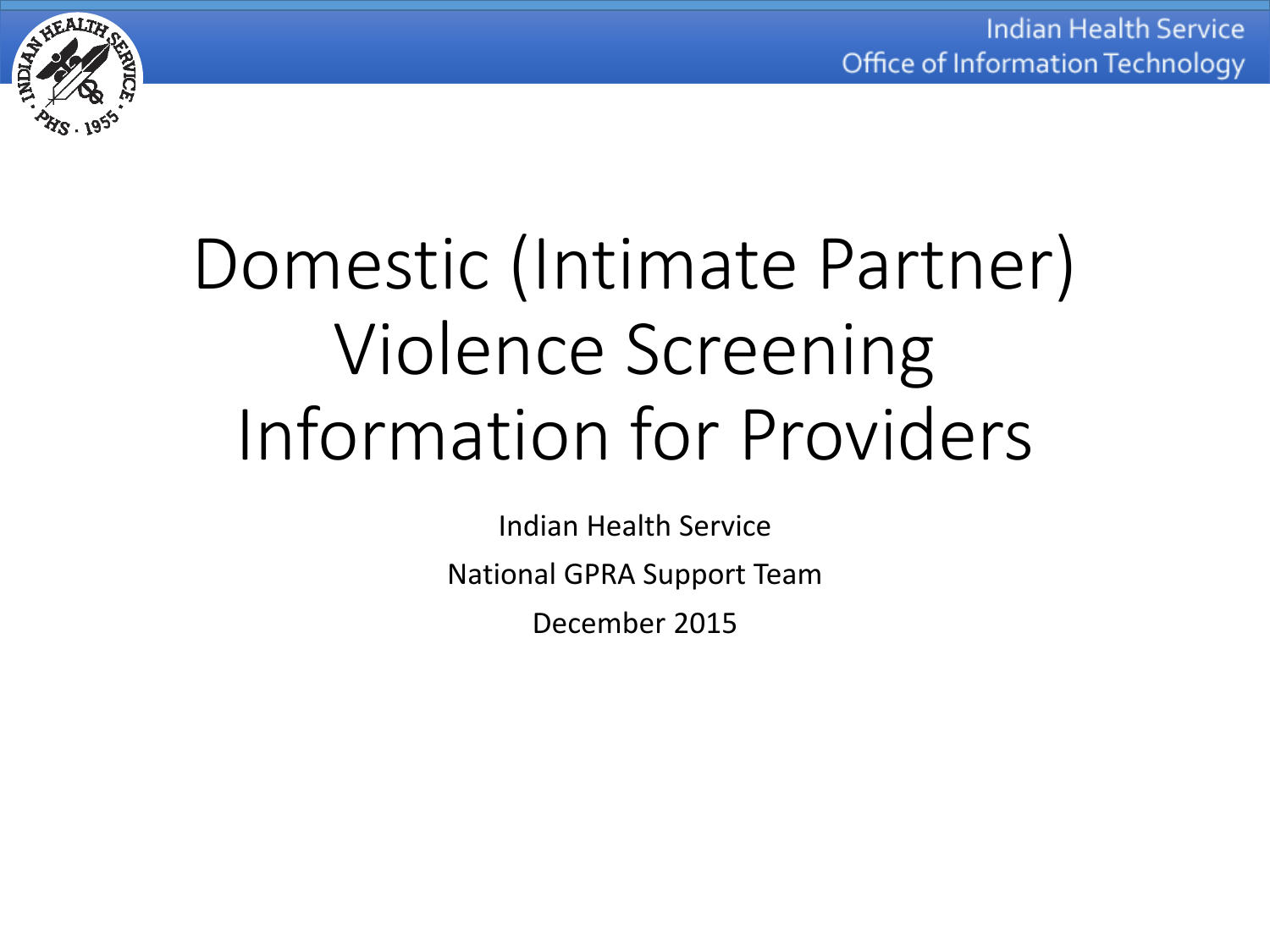# Domestic (Intimate Partner) Violence Screening Information for Providers

Indian Health Service

National GPRA Support Team

December 2015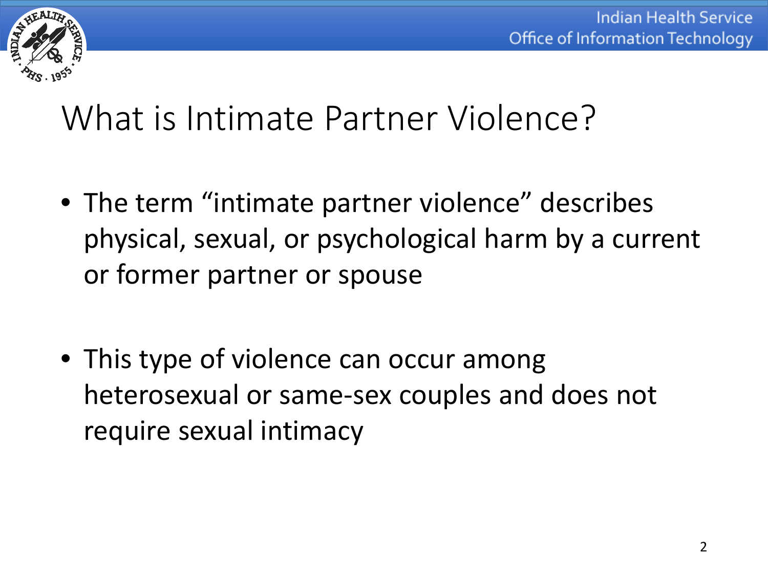# What is Intimate Partner Violence?

- The term “intimate partner violence” describes physical, sexual, or psychological harm by a current or former partner or spouse
- This type of violence can occur among heterosexual or same-sex couples and does not require sexual intimacy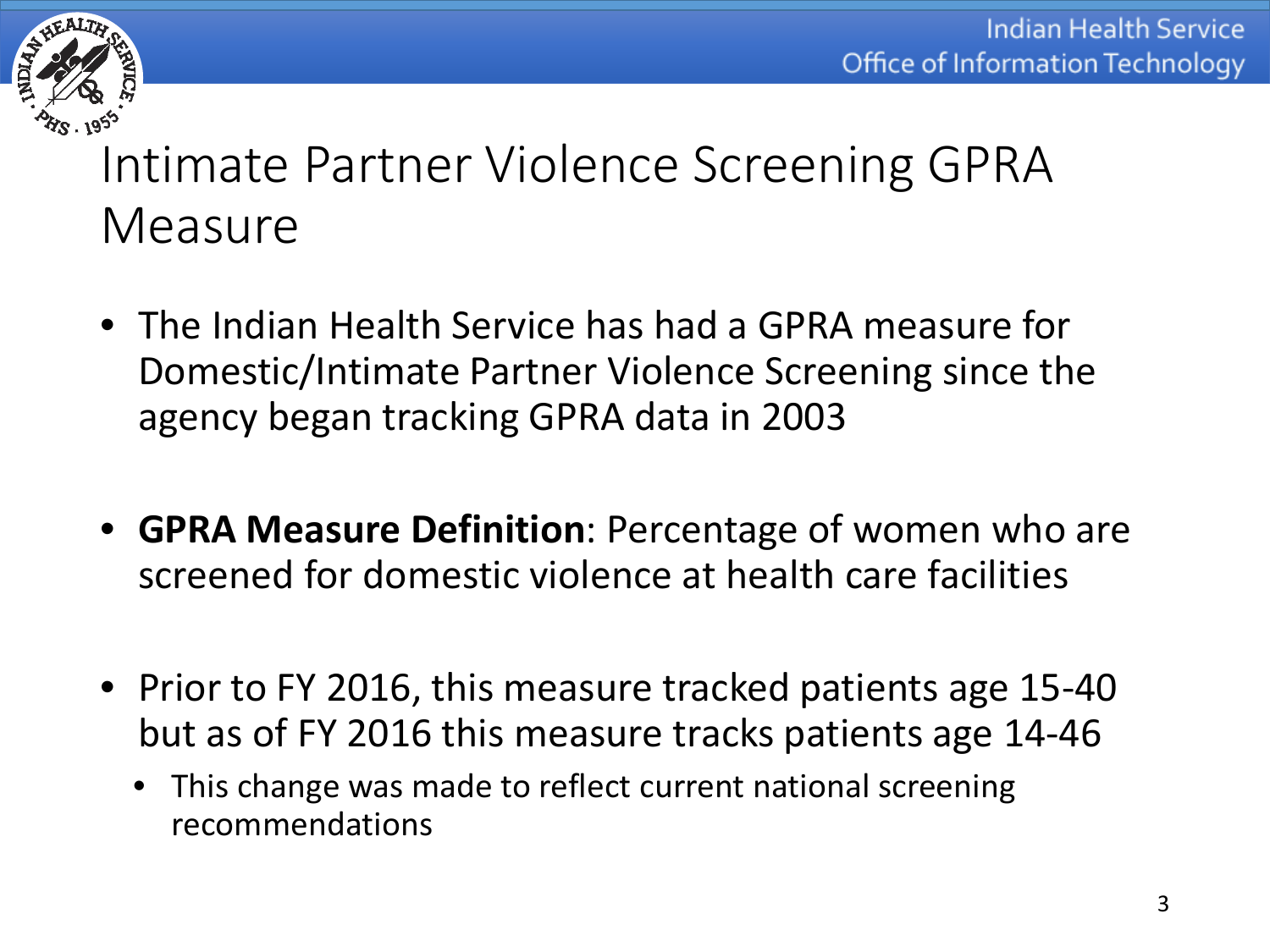# Intimate Partner Violence Screening GPRA Measure

- The Indian Health Service has had a GPRA measure for Domestic/Intimate Partner Violence Screening since the agency began tracking GPRA data in 2003
- **GPRA Measure Definition**: Percentage of women who are screened for domestic violence at health care facilities
- Prior to FY 2016, this measure tracked patients age 15-40 but as of FY 2016 this measure tracks patients age 14-46
  - This change was made to reflect current national screening recommendations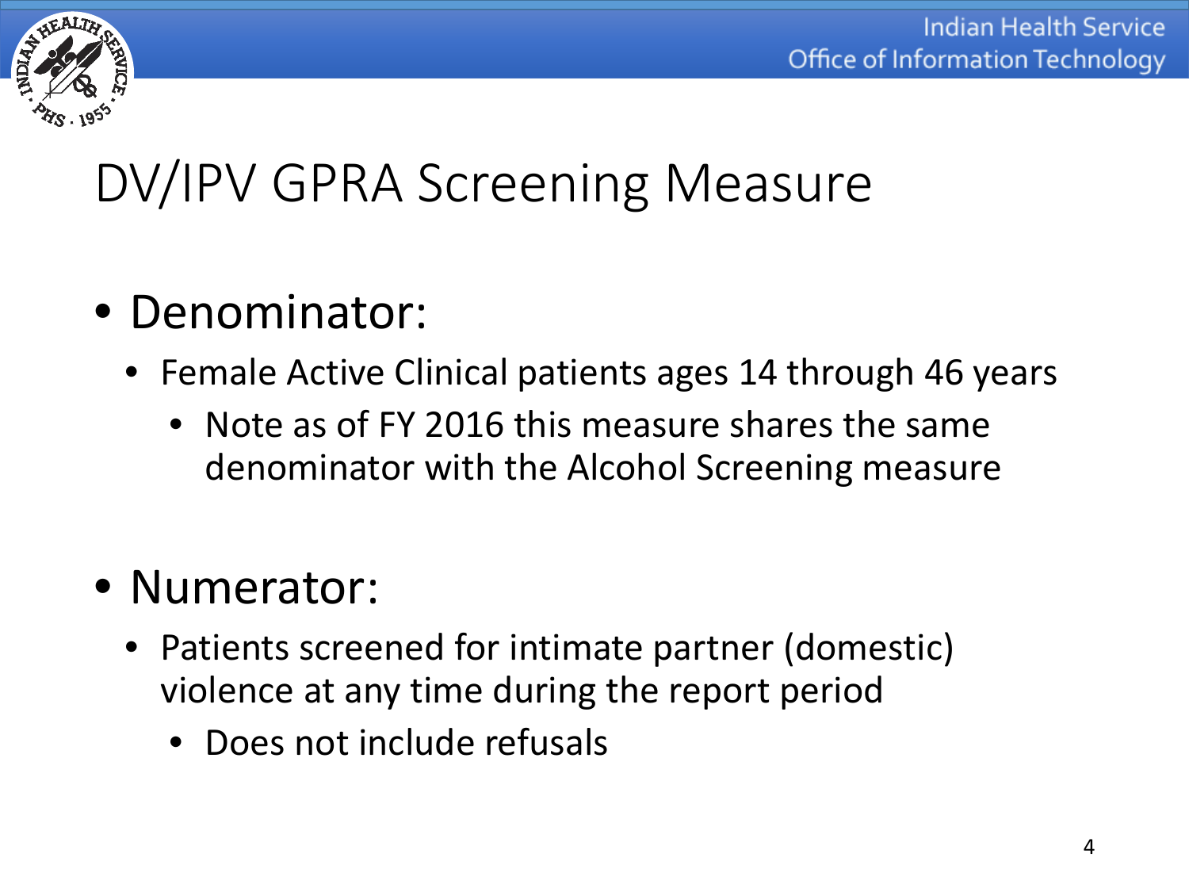# DV/IPV GPRA Screening Measure

- Denominator:
  - Female Active Clinical patients ages 14 through 46 years
    - Note as of FY 2016 this measure shares the same denominator with the Alcohol Screening measure

- Numerator:
  - Patients screened for intimate partner (domestic) violence at any time during the report period
    - Does not include refusals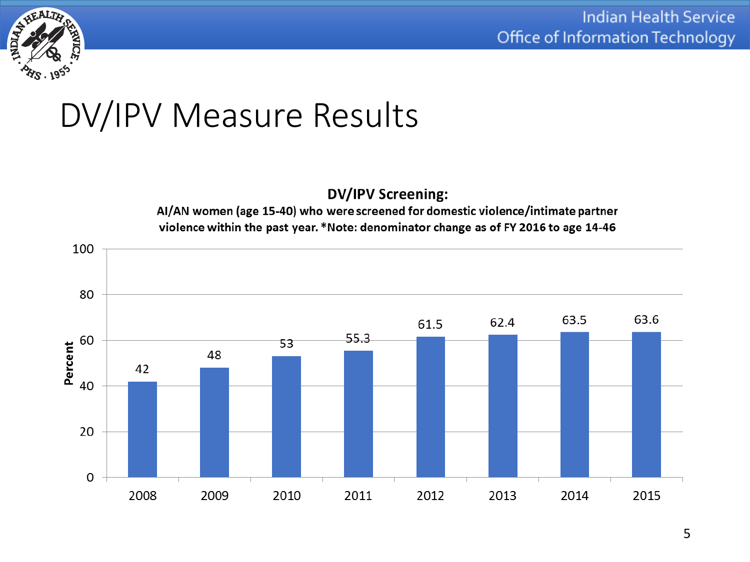# DV/IPV Measure Results

**DV/IPV Screening:**

**AI/AN women (age 15-40) who were screened for domestic violence/intimate partner violence within the past year. *Note: denominator change as of FY 2016 to age 14-46**

| Year | Percent |
|---|---|
| 2008 | 42 |
| 2009 | 48 |
| 2010 | 53 |
| 2011 | 55.3 |
| 2012 | 61.5 |
| 2013 | 62.4 |
| 2014 | 63.5 |
| 2015 | 63.6 |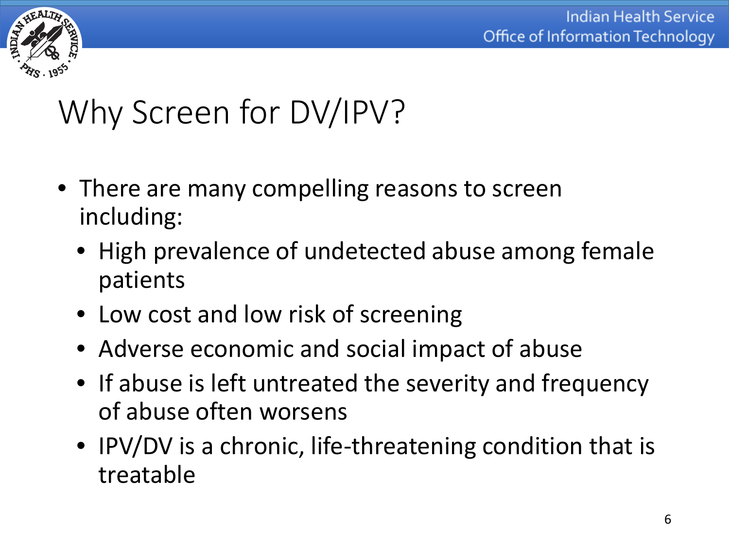# Why Screen for DV/IPV?

- There are many compelling reasons to screen including:
  - High prevalence of undetected abuse among female patients
  - Low cost and low risk of screening
  - Adverse economic and social impact of abuse
  - If abuse is left untreated the severity and frequency of abuse often worsens
  - IPV/DV is a chronic, life-threatening condition that is treatable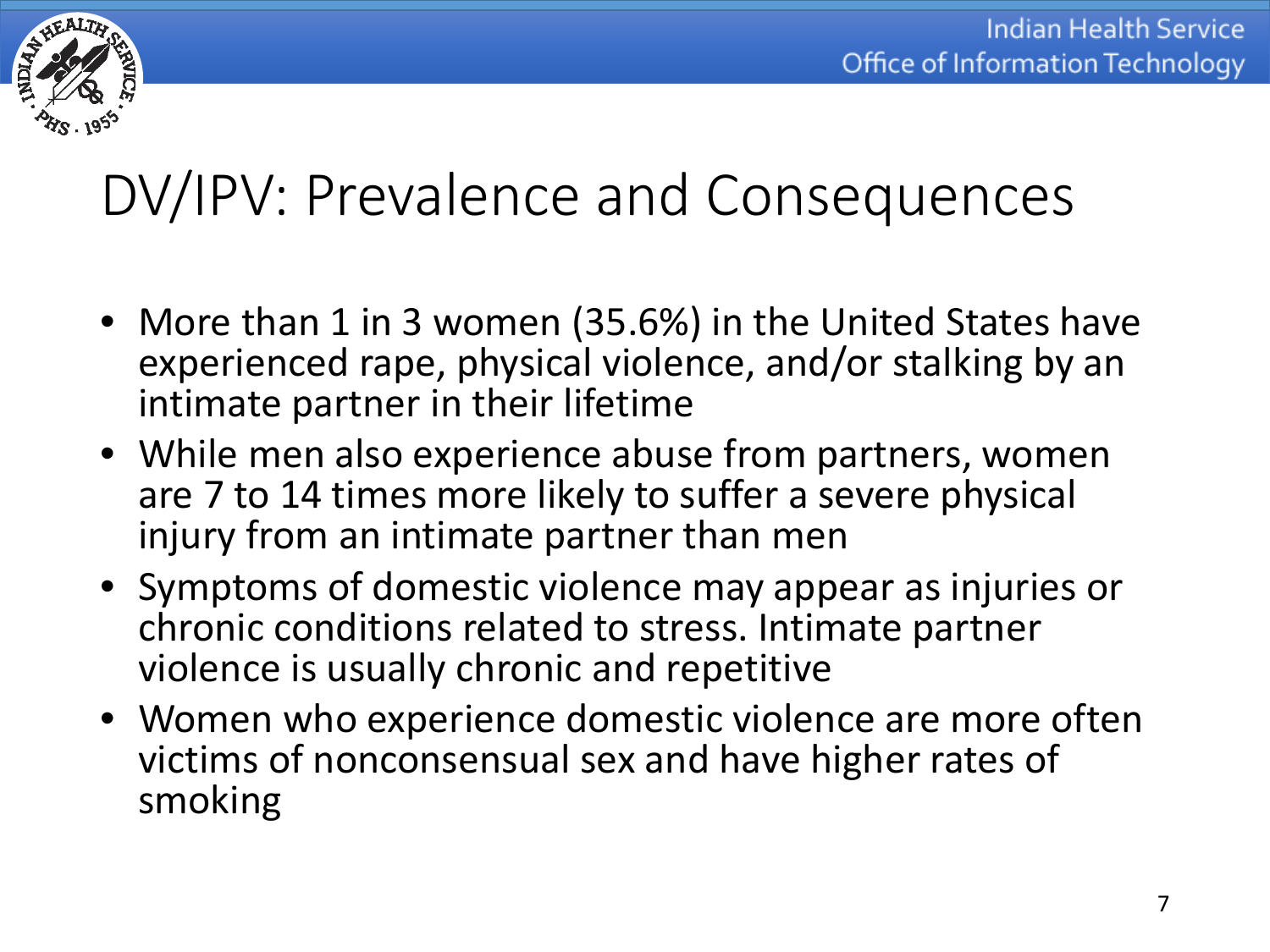# DV/IPV: Prevalence and Consequences

- More than 1 in 3 women (35.6%) in the United States have experienced rape, physical violence, and/or stalking by an intimate partner in their lifetime
- While men also experience abuse from partners, women are 7 to 14 times more likely to suffer a severe physical injury from an intimate partner than men
- Symptoms of domestic violence may appear as injuries or chronic conditions related to stress. Intimate partner violence is usually chronic and repetitive
- Women who experience domestic violence are more often victims of nonconsensual sex and have higher rates of smoking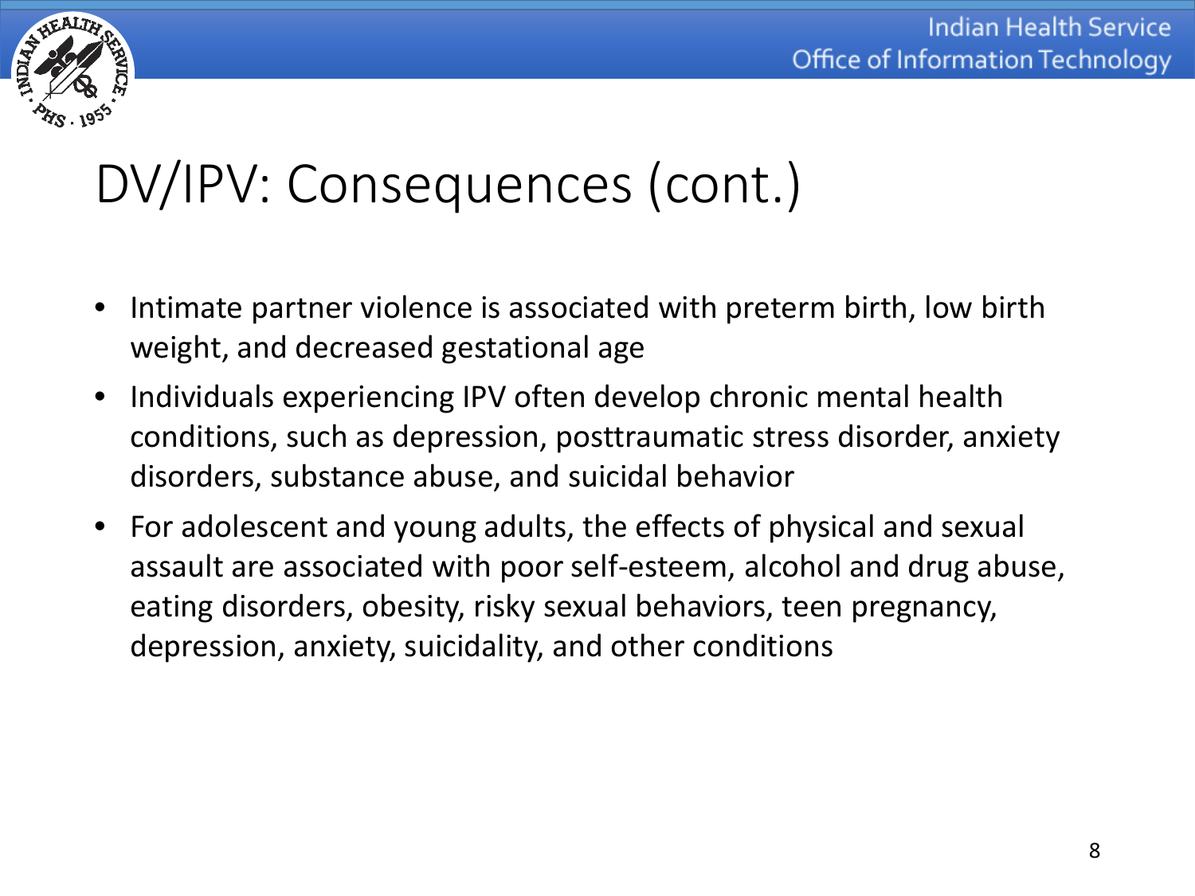# DV/IPV: Consequences (cont.)

- Intimate partner violence is associated with preterm birth, low birth weight, and decreased gestational age
- Individuals experiencing IPV often develop chronic mental health conditions, such as depression, posttraumatic stress disorder, anxiety disorders, substance abuse, and suicidal behavior
- For adolescent and young adults, the effects of physical and sexual assault are associated with poor self-esteem, alcohol and drug abuse, eating disorders, obesity, risky sexual behaviors, teen pregnancy, depression, anxiety, suicidality, and other conditions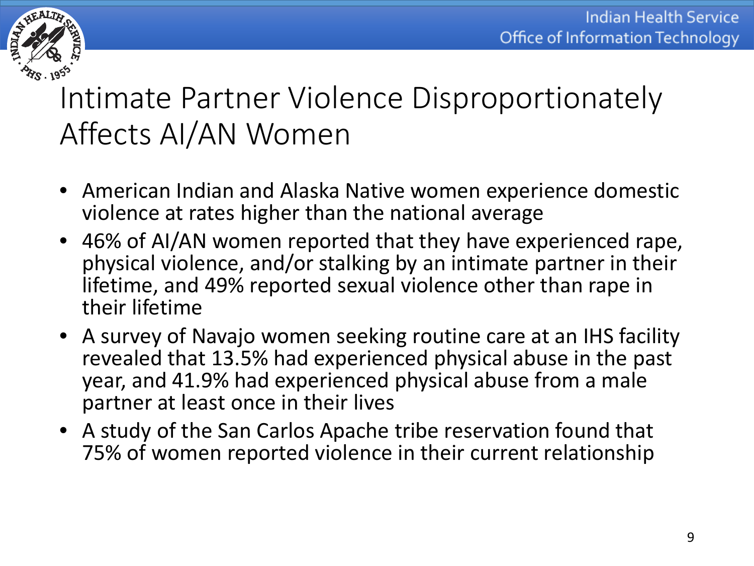# Intimate Partner Violence Disproportionately Affects AI/AN Women

- American Indian and Alaska Native women experience domestic violence at rates higher than the national average
- 46% of AI/AN women reported that they have experienced rape, physical violence, and/or stalking by an intimate partner in their lifetime, and 49% reported sexual violence other than rape in their lifetime
- A survey of Navajo women seeking routine care at an IHS facility revealed that 13.5% had experienced physical abuse in the past year, and 41.9% had experienced physical abuse from a male partner at least once in their lives
- A study of the San Carlos Apache tribe reservation found that 75% of women reported violence in their current relationship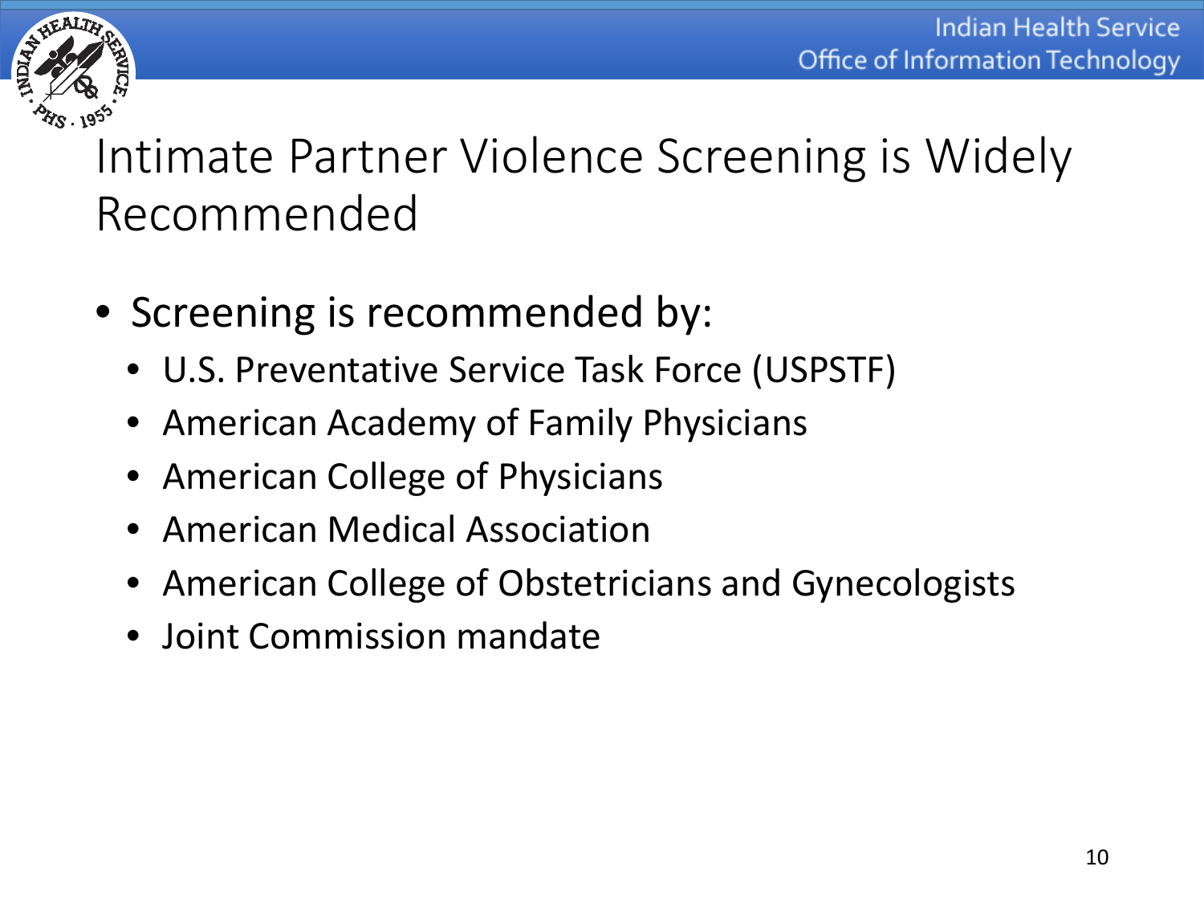# Intimate Partner Violence Screening is Widely Recommended

- Screening is recommended by:
  - U.S. Preventative Service Task Force (USPSTF)
  - American Academy of Family Physicians
  - American College of Physicians
  - American Medical Association
  - American College of Obstetricians and Gynecologists
  - Joint Commission mandate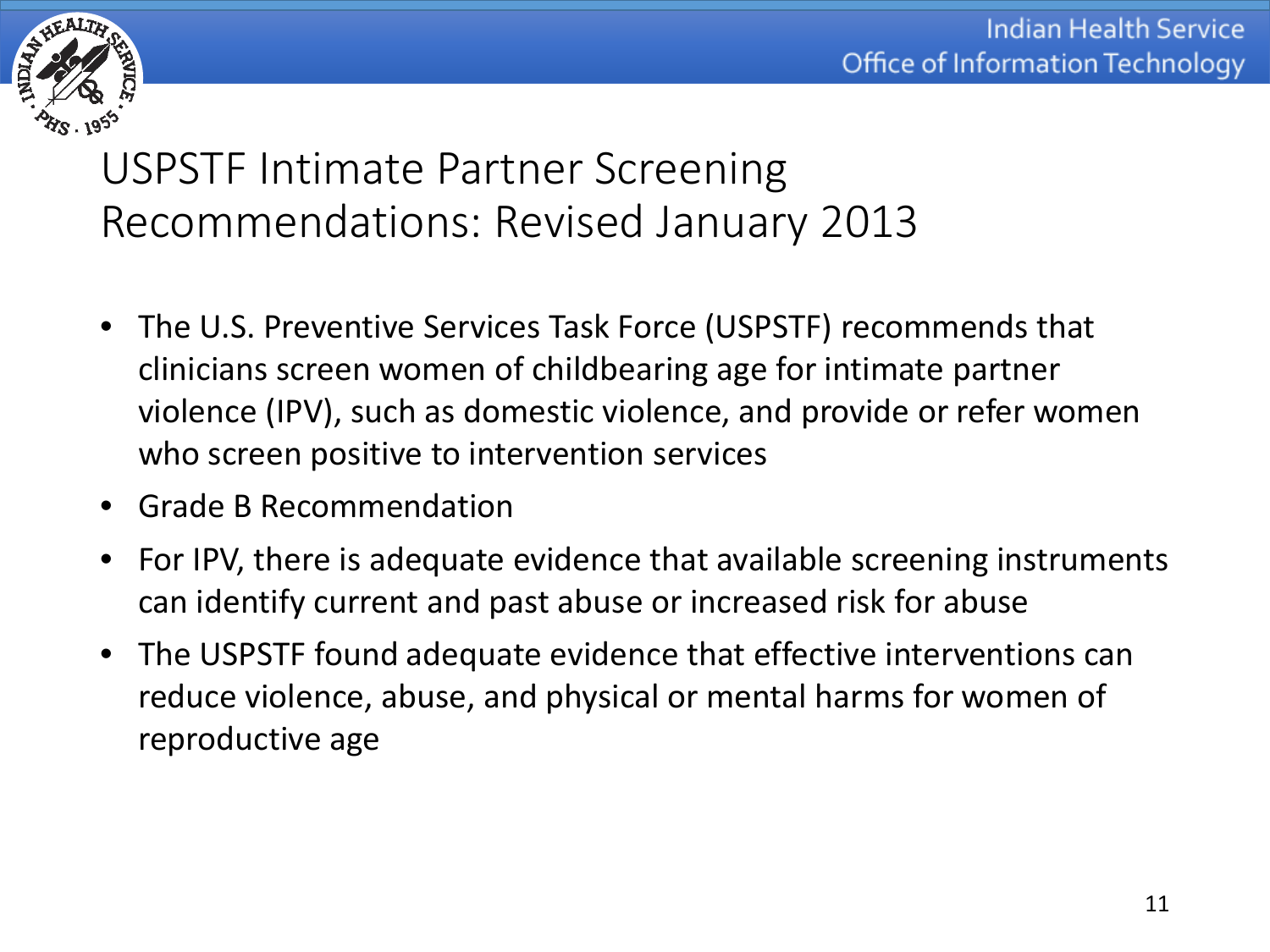# USPSTF Intimate Partner Screening Recommendations: Revised January 2013

- The U.S. Preventive Services Task Force (USPSTF) recommends that clinicians screen women of childbearing age for intimate partner violence (IPV), such as domestic violence, and provide or refer women who screen positive to intervention services
- Grade B Recommendation
- For IPV, there is adequate evidence that available screening instruments can identify current and past abuse or increased risk for abuse
- The USPSTF found adequate evidence that effective interventions can reduce violence, abuse, and physical or mental harms for women of reproductive age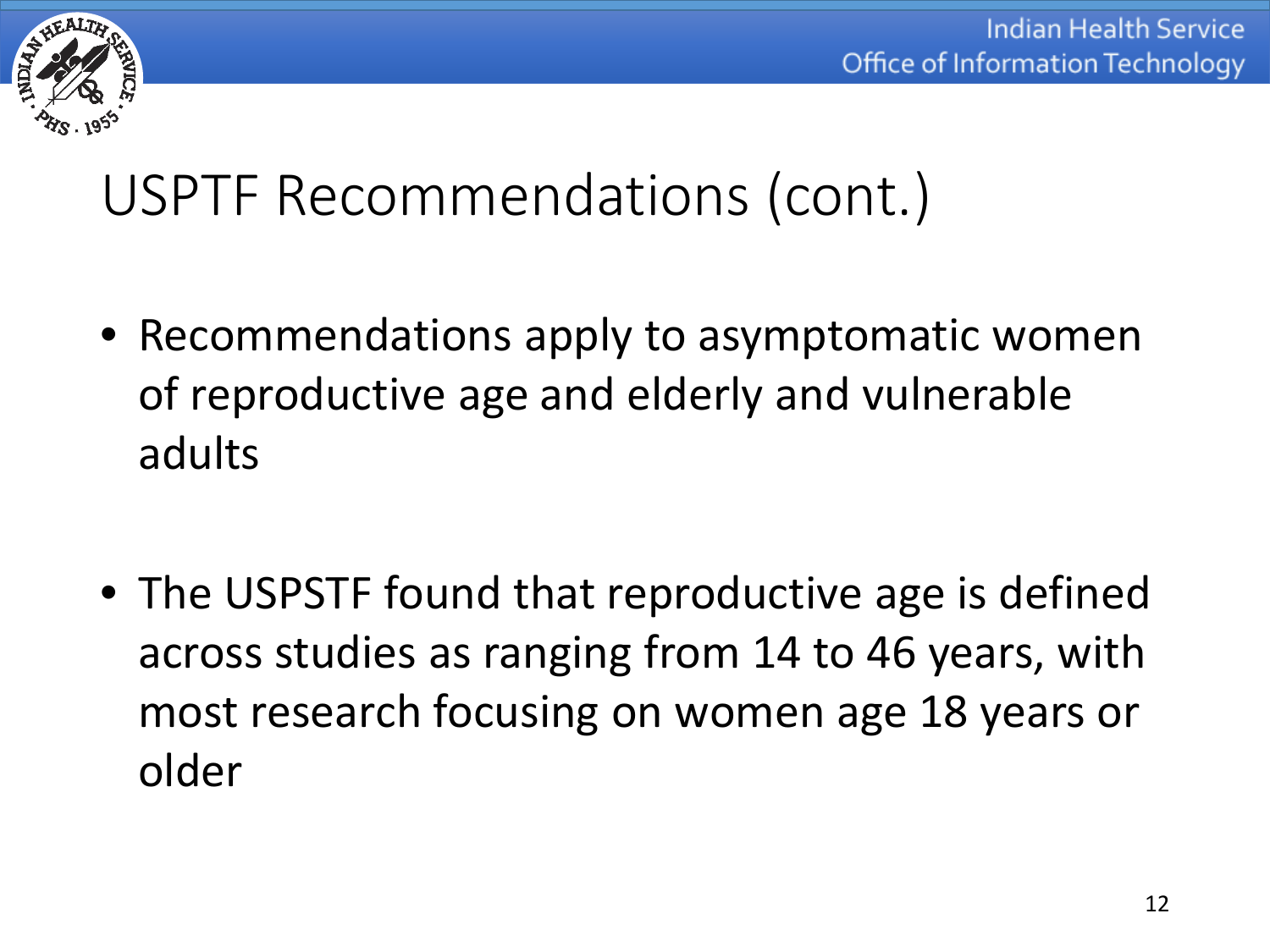# USPTF Recommendations (cont.)

- Recommendations apply to asymptomatic women of reproductive age and elderly and vulnerable adults

- The USPSTF found that reproductive age is defined across studies as ranging from 14 to 46 years, with most research focusing on women age 18 years or older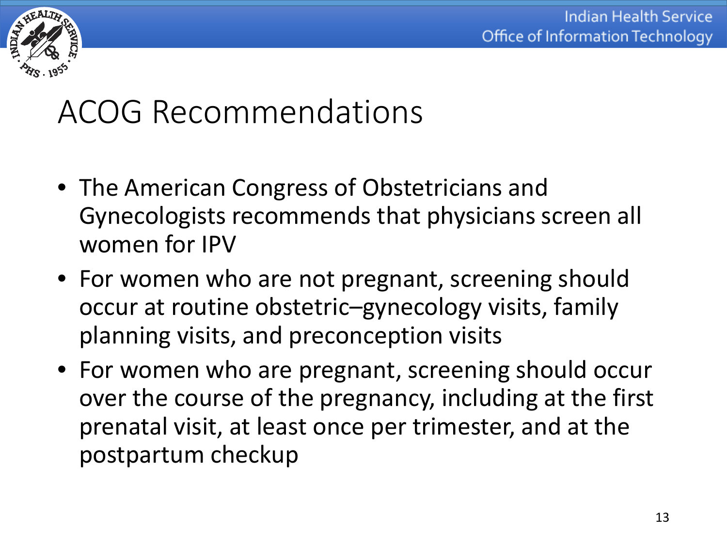# ACOG Recommendations

- The American Congress of Obstetricians and Gynecologists recommends that physicians screen all women for IPV
- For women who are not pregnant, screening should occur at routine obstetric–gynecology visits, family planning visits, and preconception visits
- For women who are pregnant, screening should occur over the course of the pregnancy, including at the first prenatal visit, at least once per trimester, and at the postpartum checkup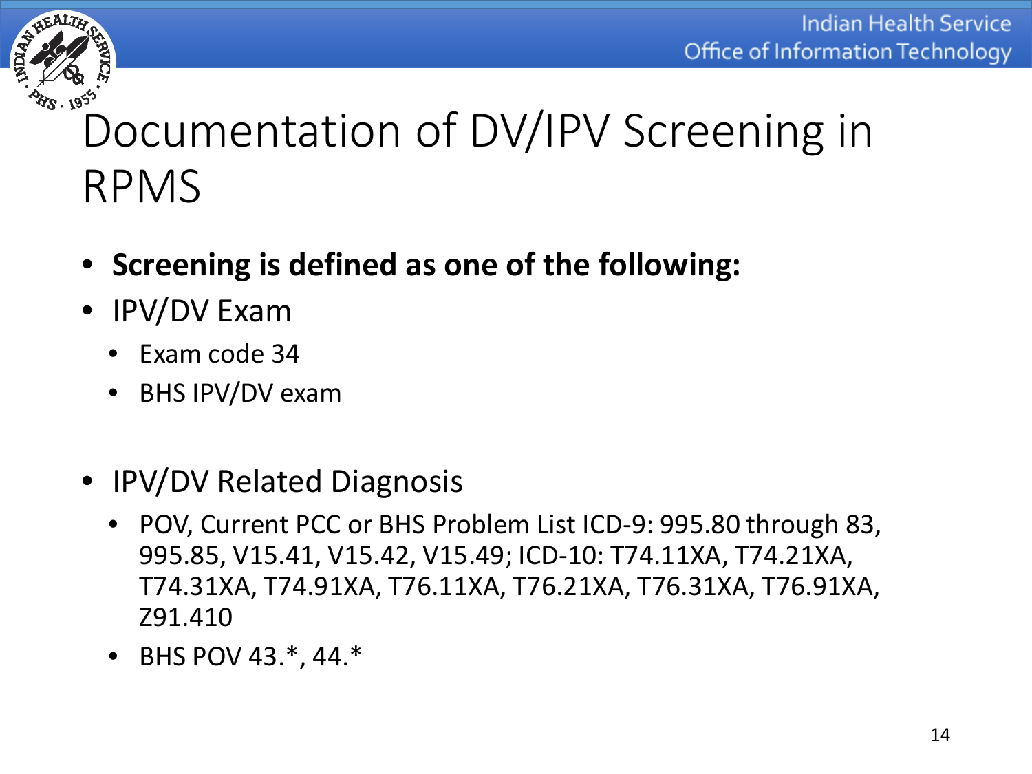# Documentation of DV/IPV Screening in RPMS

- **Screening is defined as one of the following:**
- IPV/DV Exam
  - Exam code 34
  - BHS IPV/DV exam
- IPV/DV Related Diagnosis
  - POV, Current PCC or BHS Problem List ICD-9: 995.80 through 83, 995.85, V15.41, V15.42, V15.49; ICD-10: T74.11XA, T74.21XA, T74.31XA, T74.91XA, T76.11XA, T76.21XA, T76.31XA, T76.91XA, Z91.410
  - BHS POV 43.*, 44.*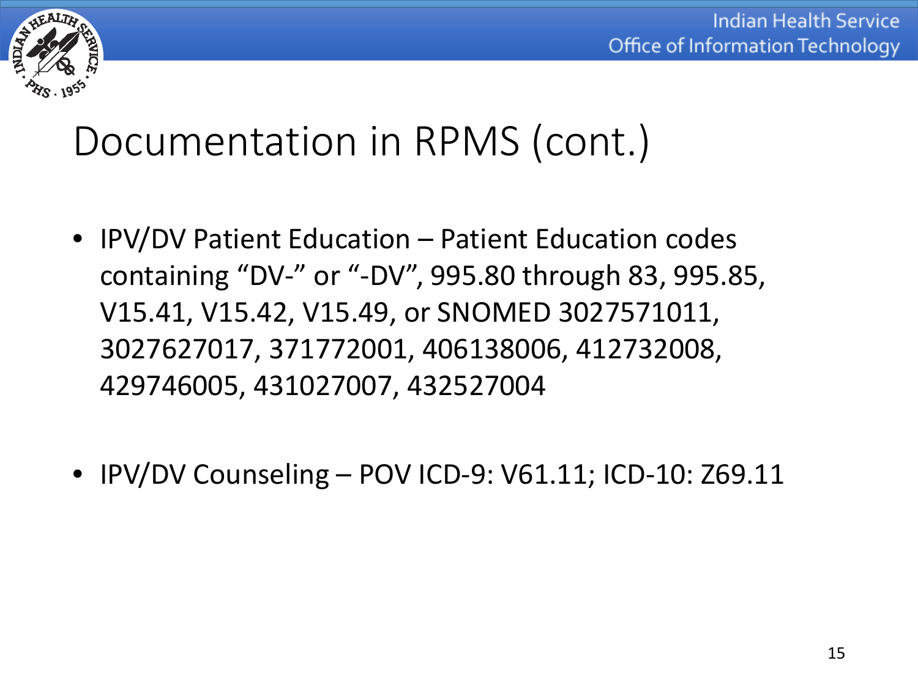# Documentation in RPMS (cont.)

- IPV/DV Patient Education – Patient Education codes containing "DV-" or "-DV", 995.80 through 83, 995.85, V15.41, V15.42, V15.49, or SNOMED 3027571011, 3027627017, 371772001, 406138006, 412732008, 429746005, 431027007, 432527004

- IPV/DV Counseling – POV ICD-9: V61.11; ICD-10: Z69.11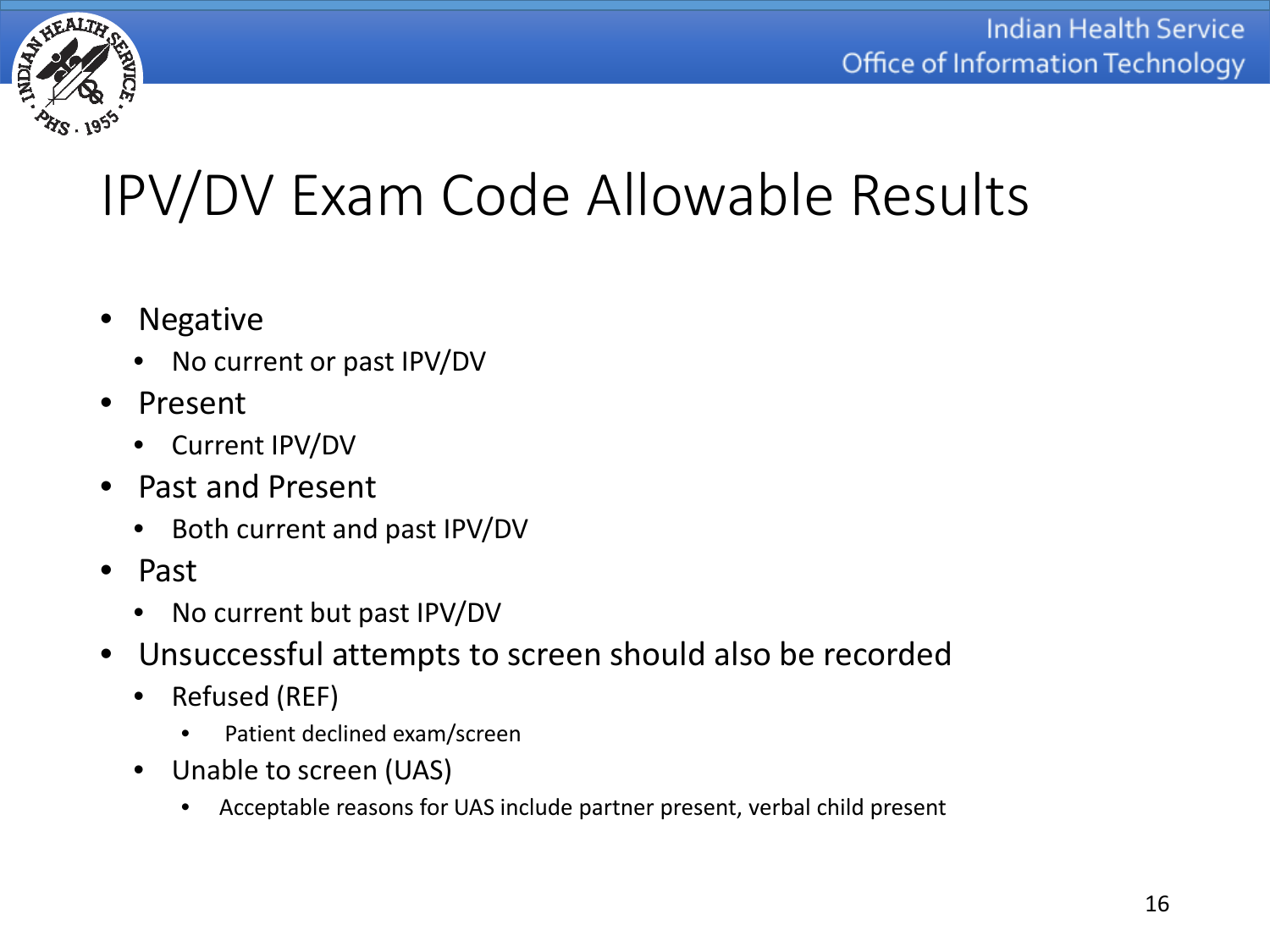# IPV/DV Exam Code Allowable Results

- Negative
  - No current or past IPV/DV
- Present
  - Current IPV/DV
- Past and Present
  - Both current and past IPV/DV
- Past
  - No current but past IPV/DV
- Unsuccessful attempts to screen should also be recorded
  - Refused (REF)
    - Patient declined exam/screen
  - Unable to screen (UAS)
    - Acceptable reasons for UAS include partner present, verbal child present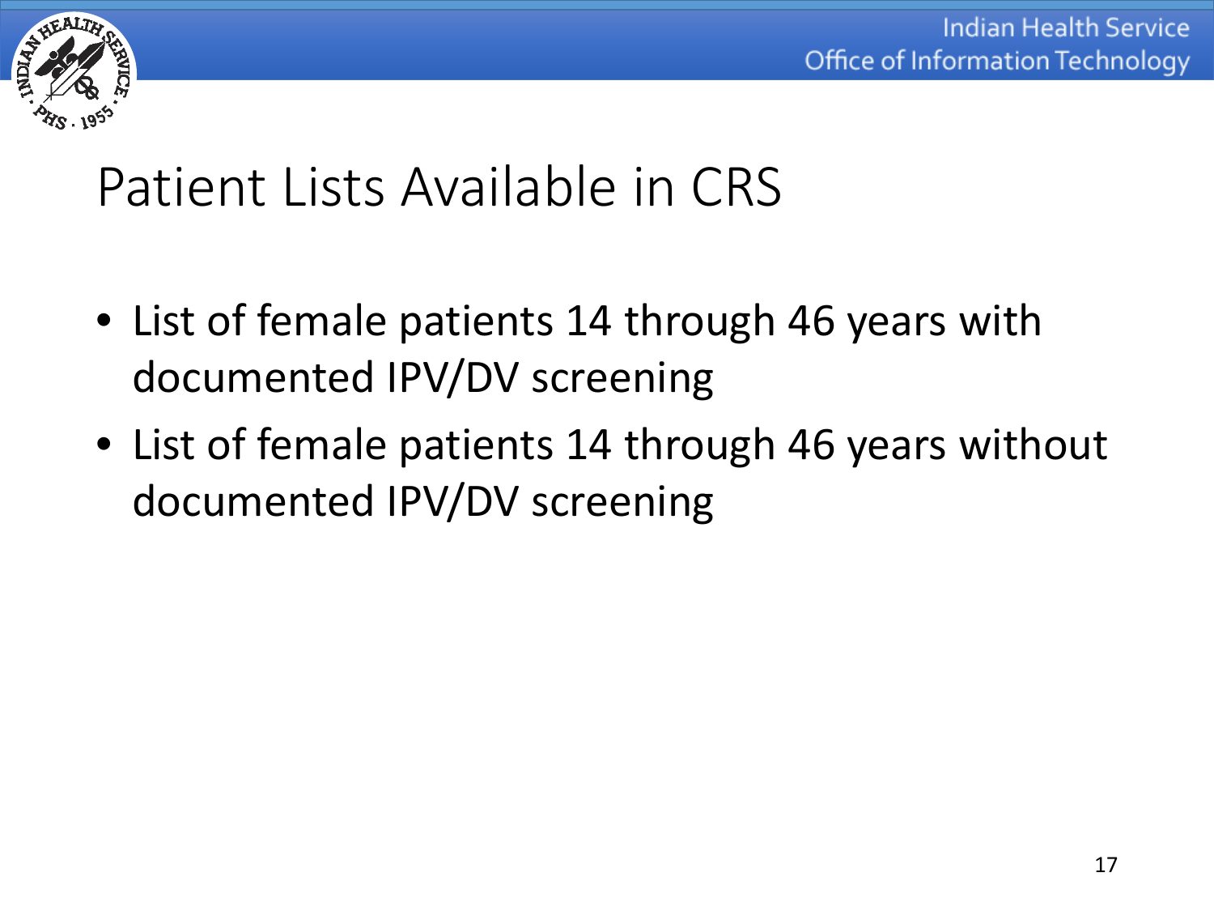# Patient Lists Available in CRS

- List of female patients 14 through 46 years with documented IPV/DV screening
- List of female patients 14 through 46 years without documented IPV/DV screening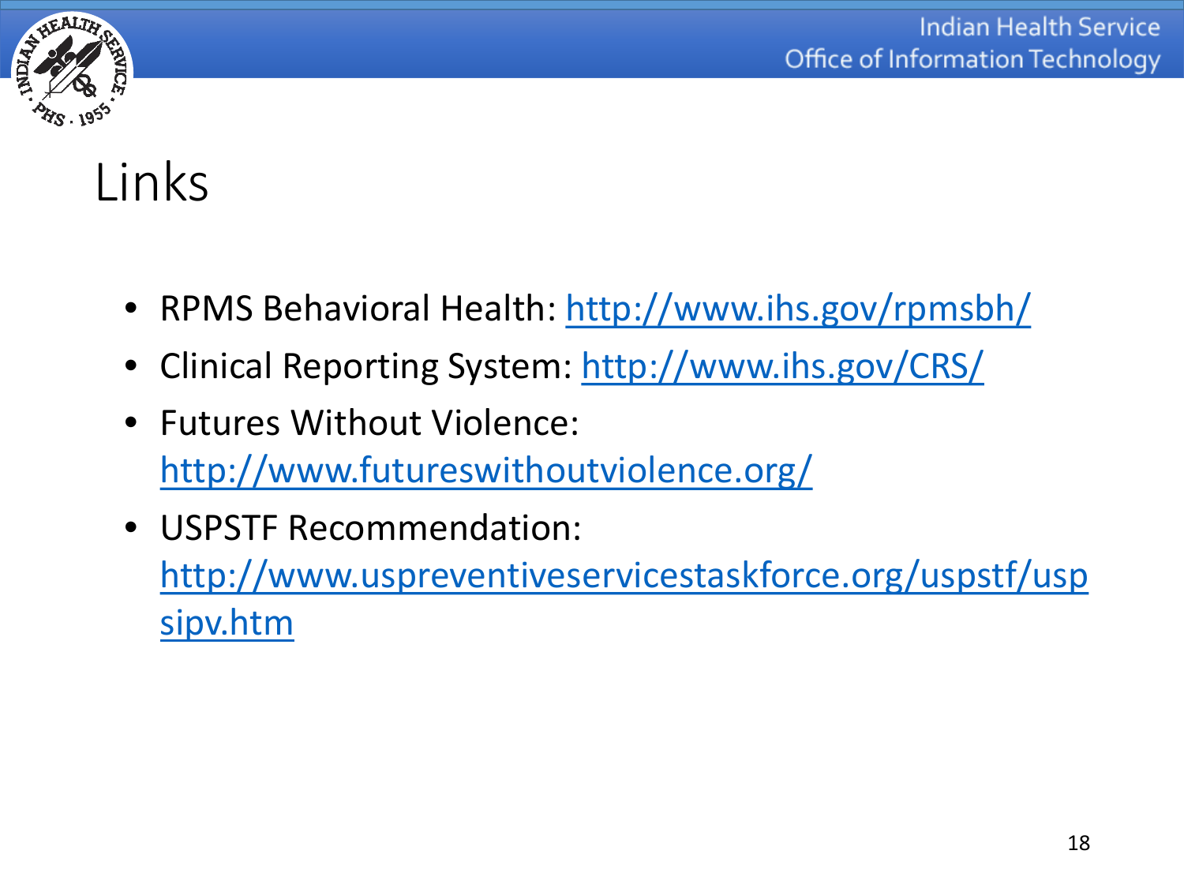# Links

- RPMS Behavioral Health: http://www.ihs.gov/rpmsbh/
- Clinical Reporting System: http://www.ihs.gov/CRS/
- Futures Without Violence: http://www.futureswithoutviolence.org/
- USPSTF Recommendation: http://www.uspreventiveservicestaskforce.org/uspstf/uspsipv.htm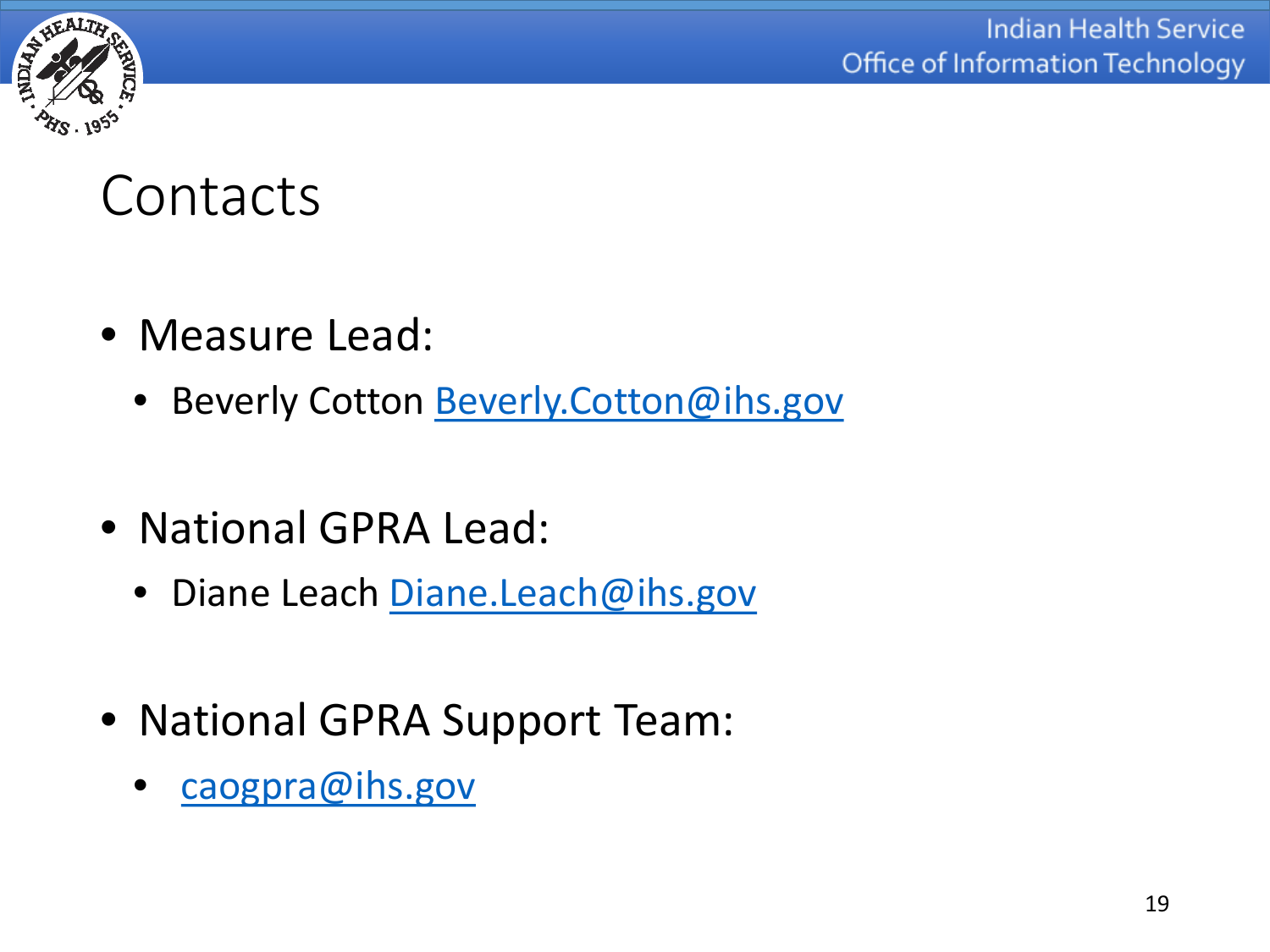# Contacts

- Measure Lead:
  - Beverly Cotton Beverly.Cotton@ihs.gov
- National GPRA Lead:
  - Diane Leach Diane.Leach@ihs.gov
- National GPRA Support Team:
  - caogpra@ihs.gov